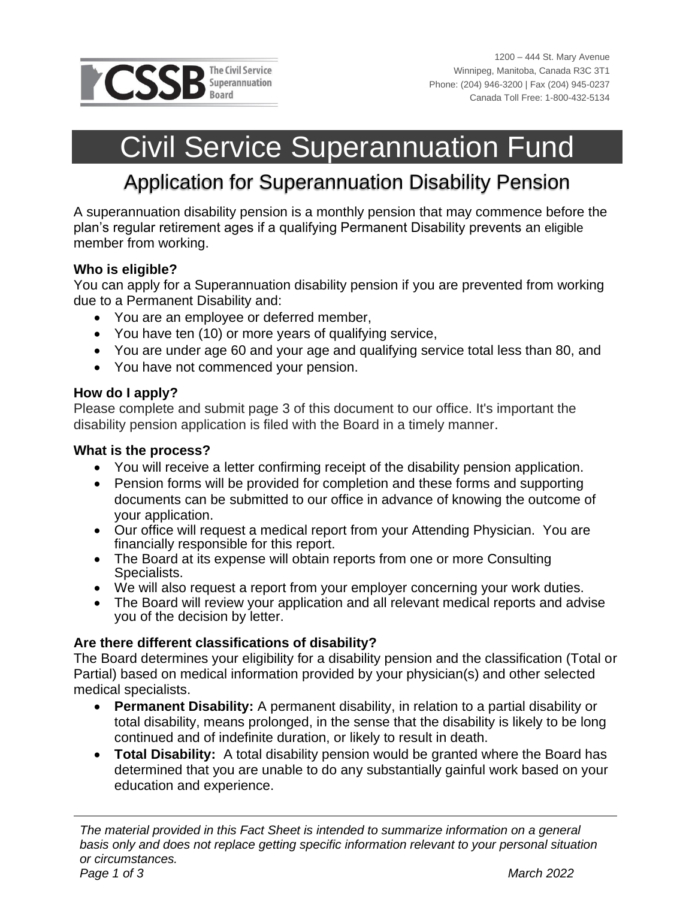**CSSB** The Civil Service Superannuation Board

1200 – 444 St. Mary Avenue
Winnipeg, Manitoba, Canada R3C 3T1
Phone: (204) 946-3200 | Fax (204) 945-0237
Canada Toll Free: 1-800-432-5134

# Civil Service Superannuation Fund

## Application for Superannuation Disability Pension

A superannuation disability pension is a monthly pension that may commence before the plan's regular retirement ages if a qualifying Permanent Disability prevents an eligible member from working.

### Who is eligible?

You can apply for a Superannuation disability pension if you are prevented from working due to a Permanent Disability and:

- You are an employee or deferred member,
- You have ten (10) or more years of qualifying service,
- You are under age 60 and your age and qualifying service total less than 80, and
- You have not commenced your pension.

### How do I apply?

Please complete and submit page 3 of this document to our office. It's important the disability pension application is filed with the Board in a timely manner.

### What is the process?

- You will receive a letter confirming receipt of the disability pension application.
- Pension forms will be provided for completion and these forms and supporting documents can be submitted to our office in advance of knowing the outcome of your application.
- Our office will request a medical report from your Attending Physician. You are financially responsible for this report.
- The Board at its expense will obtain reports from one or more Consulting Specialists.
- We will also request a report from your employer concerning your work duties.
- The Board will review your application and all relevant medical reports and advise you of the decision by letter.

### Are there different classifications of disability?

The Board determines your eligibility for a disability pension and the classification (Total or Partial) based on medical information provided by your physician(s) and other selected medical specialists.

- **Permanent Disability:** A permanent disability, in relation to a partial disability or total disability, means prolonged, in the sense that the disability is likely to be long continued and of indefinite duration, or likely to result in death.
- **Total Disability:** A total disability pension would be granted where the Board has determined that you are unable to do any substantially gainful work based on your education and experience.

---

*The material provided in this Fact Sheet is intended to summarize information on a general basis only and does not replace getting specific information relevant to your personal situation or circumstances.*

*March 2022*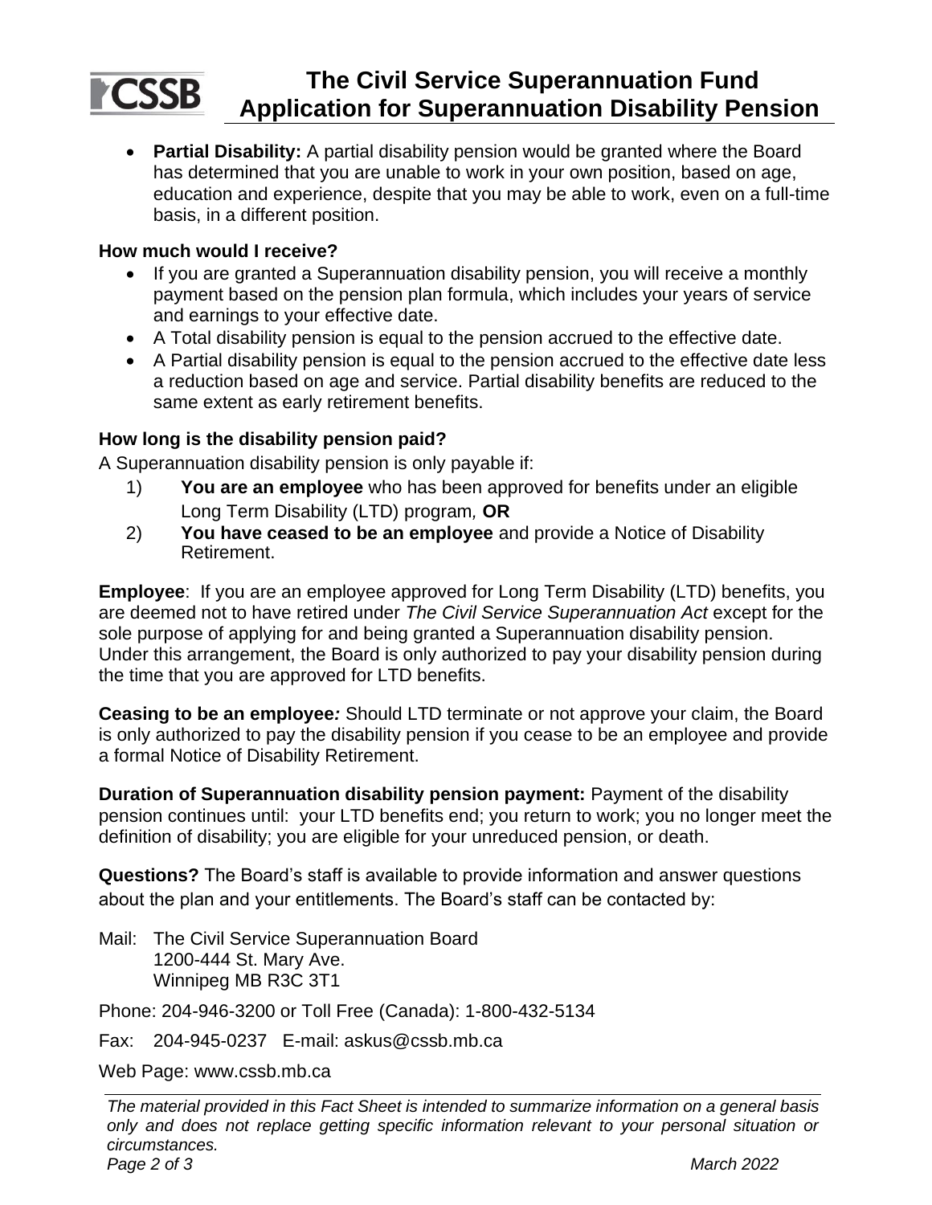- **Partial Disability:** A partial disability pension would be granted where the Board has determined that you are unable to work in your own position, based on age, education and experience, despite that you may be able to work, even on a full-time basis, in a different position.

### How much would I receive?

- If you are granted a Superannuation disability pension, you will receive a monthly payment based on the pension plan formula, which includes your years of service and earnings to your effective date.
- A Total disability pension is equal to the pension accrued to the effective date.
- A Partial disability pension is equal to the pension accrued to the effective date less a reduction based on age and service. Partial disability benefits are reduced to the same extent as early retirement benefits.

### How long is the disability pension paid?

A Superannuation disability pension is only payable if:

1) **You are an employee** who has been approved for benefits under an eligible Long Term Disability (LTD) program*,* **OR**
2) **You have ceased to be an employee** and provide a Notice of Disability Retirement.

**Employee**: If you are an employee approved for Long Term Disability (LTD) benefits, you are deemed not to have retired under *The Civil Service Superannuation Act* except for the sole purpose of applying for and being granted a Superannuation disability pension. Under this arrangement, the Board is only authorized to pay your disability pension during the time that you are approved for LTD benefits.

**Ceasing to be an employee***:* Should LTD terminate or not approve your claim, the Board is only authorized to pay the disability pension if you cease to be an employee and provide a formal Notice of Disability Retirement.

**Duration of Superannuation disability pension payment:** Payment of the disability pension continues until: your LTD benefits end; you return to work; you no longer meet the definition of disability; you are eligible for your unreduced pension, or death.

**Questions?** The Board's staff is available to provide information and answer questions about the plan and your entitlements. The Board's staff can be contacted by:

Mail: The Civil Service Superannuation Board
1200-444 St. Mary Ave.
Winnipeg MB R3C 3T1

Phone: 204-946-3200 or Toll Free (Canada): 1-800-432-5134

Fax: 204-945-0237 E-mail: askus@cssb.mb.ca

Web Page: www.cssb.mb.ca

*The material provided in this Fact Sheet is intended to summarize information on a general basis only and does not replace getting specific information relevant to your personal situation or circumstances.*

*March 2022*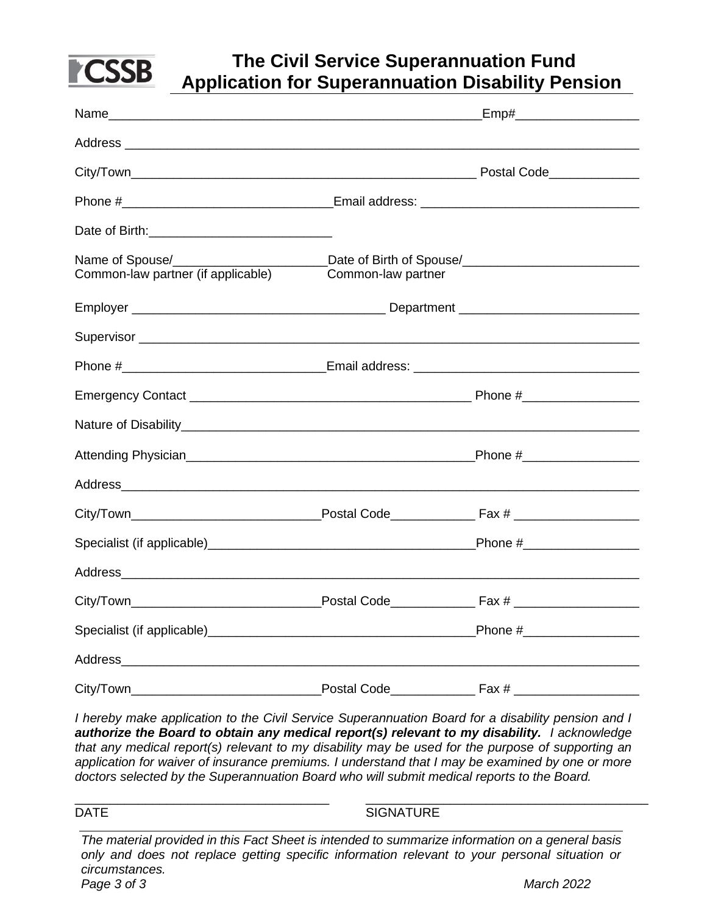# The Civil Service Superannuation Fund
## Application for Superannuation Disability Pension

Name_______________________________________________________Emp#_________________

Address ___________________________________________________________________________

City/Town__________________________________________________ Postal Code_____________

Phone #______________________________Email address: _______________________________

Date of Birth:__________________________

Name of Spouse/ Common-law partner (if applicable)_____________________ Date of Birth of Spouse/ Common-law partner_________________________

Employer ___________________________________ Department _________________________

Supervisor _________________________________________________________________________

Phone #_____________________________Email address: ________________________________

Emergency Contact ________________________________________ Phone #_________________

Nature of Disability___________________________________________________________________

Attending Physician__________________________________________Phone #_________________

Address____________________________________________________________________________

City/Town___________________________Postal Code____________ Fax # __________________

Specialist (if applicable)_______________________________________Phone #_________________

Address____________________________________________________________________________

City/Town___________________________Postal Code____________ Fax # __________________

Specialist (if applicable)_______________________________________Phone #_________________

Address____________________________________________________________________________

City/Town___________________________Postal Code____________ Fax # __________________

*I hereby make application to the Civil Service Superannuation Board for a disability pension and I* ***authorize the Board to obtain any medical report(s) relevant to my disability.*** *I acknowledge that any medical report(s) relevant to my disability may be used for the purpose of supporting an application for waiver of insurance premiums. I understand that I may be examined by one or more doctors selected by the Superannuation Board who will submit medical reports to the Board.*

___________________________________ ________________________________________

DATE SIGNATURE

*The material provided in this Fact Sheet is intended to summarize information on a general basis only and does not replace getting specific information relevant to your personal situation or circumstances.*

*March 2022*